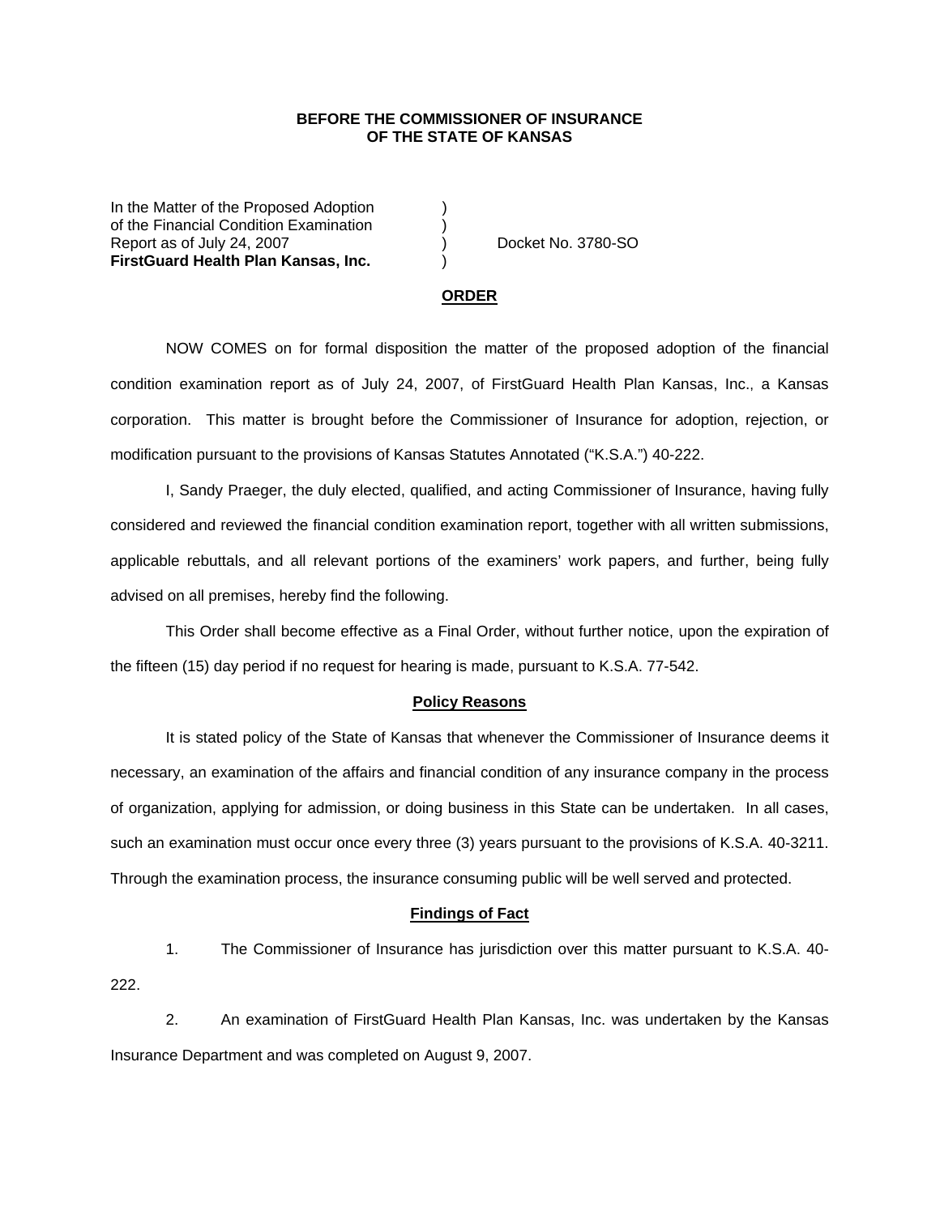**BEFORE THE COMMISSIONER OF INSURANCE**
**OF THE STATE OF KANSAS**

In the Matter of the Proposed Adoption )
of the Financial Condition Examination )
Report as of July 24, 2007 ) Docket No. 3780-SO
**FirstGuard Health Plan Kansas, Inc.** )

## ORDER

NOW COMES on for formal disposition the matter of the proposed adoption of the financial condition examination report as of July 24, 2007, of FirstGuard Health Plan Kansas, Inc., a Kansas corporation. This matter is brought before the Commissioner of Insurance for adoption, rejection, or modification pursuant to the provisions of Kansas Statutes Annotated ("K.S.A.") 40-222.

I, Sandy Praeger, the duly elected, qualified, and acting Commissioner of Insurance, having fully considered and reviewed the financial condition examination report, together with all written submissions, applicable rebuttals, and all relevant portions of the examiners' work papers, and further, being fully advised on all premises, hereby find the following.

This Order shall become effective as a Final Order, without further notice, upon the expiration of the fifteen (15) day period if no request for hearing is made, pursuant to K.S.A. 77-542.

## Policy Reasons

It is stated policy of the State of Kansas that whenever the Commissioner of Insurance deems it necessary, an examination of the affairs and financial condition of any insurance company in the process of organization, applying for admission, or doing business in this State can be undertaken. In all cases, such an examination must occur once every three (3) years pursuant to the provisions of K.S.A. 40-3211. Through the examination process, the insurance consuming public will be well served and protected.

## Findings of Fact

1. The Commissioner of Insurance has jurisdiction over this matter pursuant to K.S.A. 40-222.

2. An examination of FirstGuard Health Plan Kansas, Inc. was undertaken by the Kansas Insurance Department and was completed on August 9, 2007.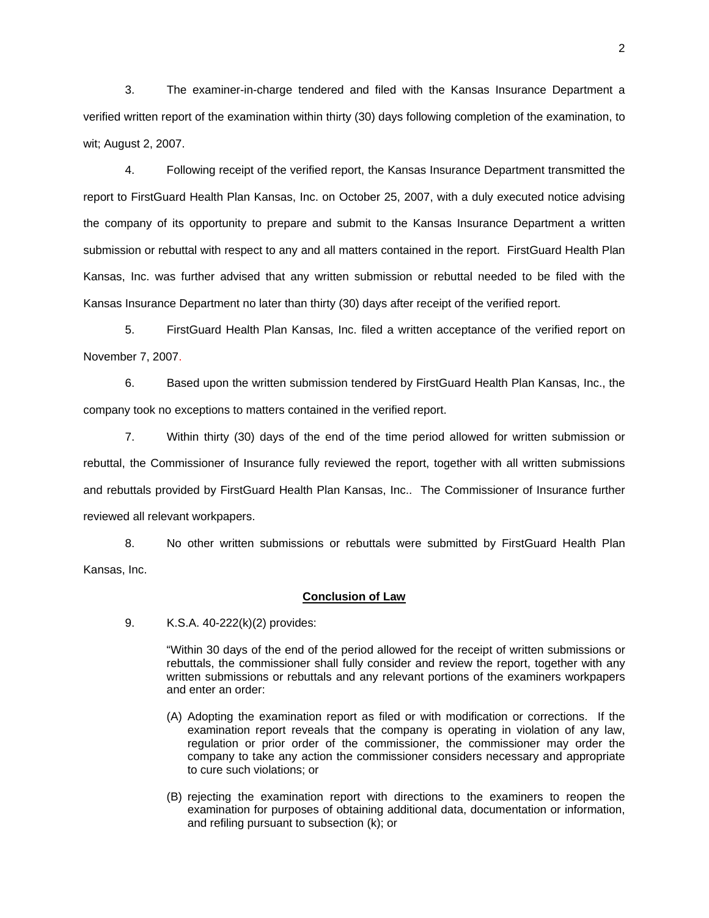3. The examiner-in-charge tendered and filed with the Kansas Insurance Department a verified written report of the examination within thirty (30) days following completion of the examination, to wit; August 2, 2007.

4. Following receipt of the verified report, the Kansas Insurance Department transmitted the report to FirstGuard Health Plan Kansas, Inc. on October 25, 2007, with a duly executed notice advising the company of its opportunity to prepare and submit to the Kansas Insurance Department a written submission or rebuttal with respect to any and all matters contained in the report. FirstGuard Health Plan Kansas, Inc. was further advised that any written submission or rebuttal needed to be filed with the Kansas Insurance Department no later than thirty (30) days after receipt of the verified report.

5. FirstGuard Health Plan Kansas, Inc. filed a written acceptance of the verified report on November 7, 2007.

6. Based upon the written submission tendered by FirstGuard Health Plan Kansas, Inc., the company took no exceptions to matters contained in the verified report.

7. Within thirty (30) days of the end of the time period allowed for written submission or rebuttal, the Commissioner of Insurance fully reviewed the report, together with all written submissions and rebuttals provided by FirstGuard Health Plan Kansas, Inc.. The Commissioner of Insurance further reviewed all relevant workpapers.

8. No other written submissions or rebuttals were submitted by FirstGuard Health Plan Kansas, Inc.

## Conclusion of Law

9. K.S.A. 40-222(k)(2) provides:

> "Within 30 days of the end of the period allowed for the receipt of written submissions or rebuttals, the commissioner shall fully consider and review the report, together with any written submissions or rebuttals and any relevant portions of the examiners workpapers and enter an order:
>
> (A) Adopting the examination report as filed or with modification or corrections. If the examination report reveals that the company is operating in violation of any law, regulation or prior order of the commissioner, the commissioner may order the company to take any action the commissioner considers necessary and appropriate to cure such violations; or
>
> (B) rejecting the examination report with directions to the examiners to reopen the examination for purposes of obtaining additional data, documentation or information, and refiling pursuant to subsection (k); or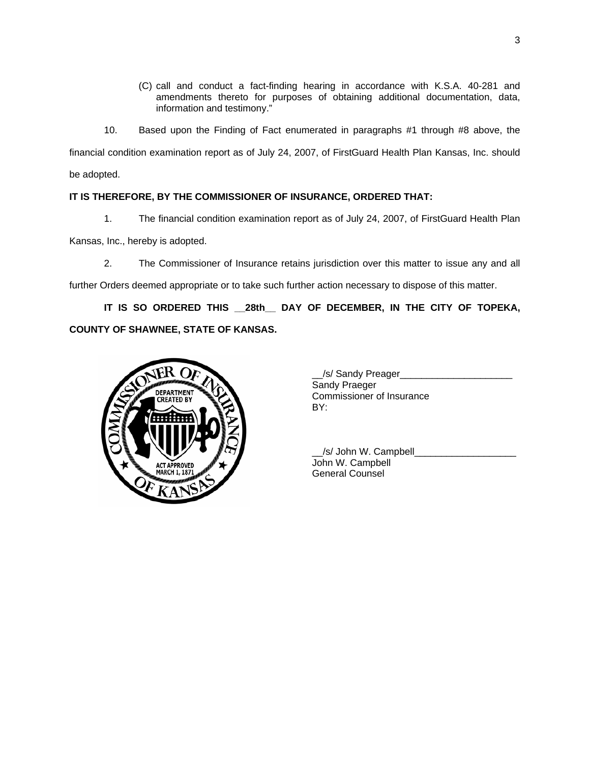(C) call and conduct a fact-finding hearing in accordance with K.S.A. 40-281 and amendments thereto for purposes of obtaining additional documentation, data, information and testimony."

10. Based upon the Finding of Fact enumerated in paragraphs #1 through #8 above, the financial condition examination report as of July 24, 2007, of FirstGuard Health Plan Kansas, Inc. should be adopted.

**IT IS THEREFORE, BY THE COMMISSIONER OF INSURANCE, ORDERED THAT:**

1. The financial condition examination report as of July 24, 2007, of FirstGuard Health Plan Kansas, Inc., hereby is adopted.

2. The Commissioner of Insurance retains jurisdiction over this matter to issue any and all further Orders deemed appropriate or to take such further action necessary to dispose of this matter.

**IT IS SO ORDERED THIS \_\_28th\_\_ DAY OF DECEMBER, IN THE CITY OF TOPEKA, COUNTY OF SHAWNEE, STATE OF KANSAS.**

__/s/ Sandy Preager_____________________
Sandy Praeger
Commissioner of Insurance
BY:

__/s/ John W. Campbell___________________
John W. Campbell
General Counsel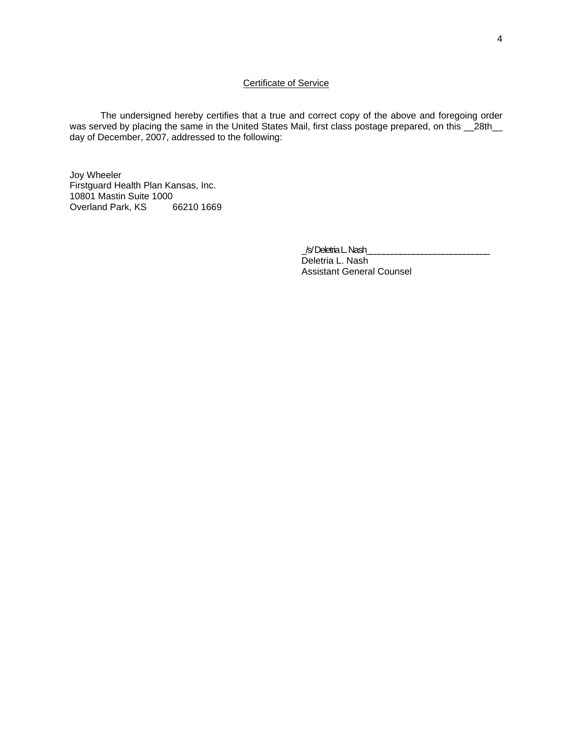<u>Certificate of Service</u>

The undersigned hereby certifies that a true and correct copy of the above and foregoing order was served by placing the same in the United States Mail, first class postage prepared, on this __28th__ day of December, 2007, addressed to the following:

Joy Wheeler  
Firstguard Health Plan Kansas, Inc.  
10801 Mastin Suite 1000  
Overland Park, KS 66210 1669

_/s/ Deletria L. Nash_____________________________  
Deletria L. Nash  
Assistant General Counsel